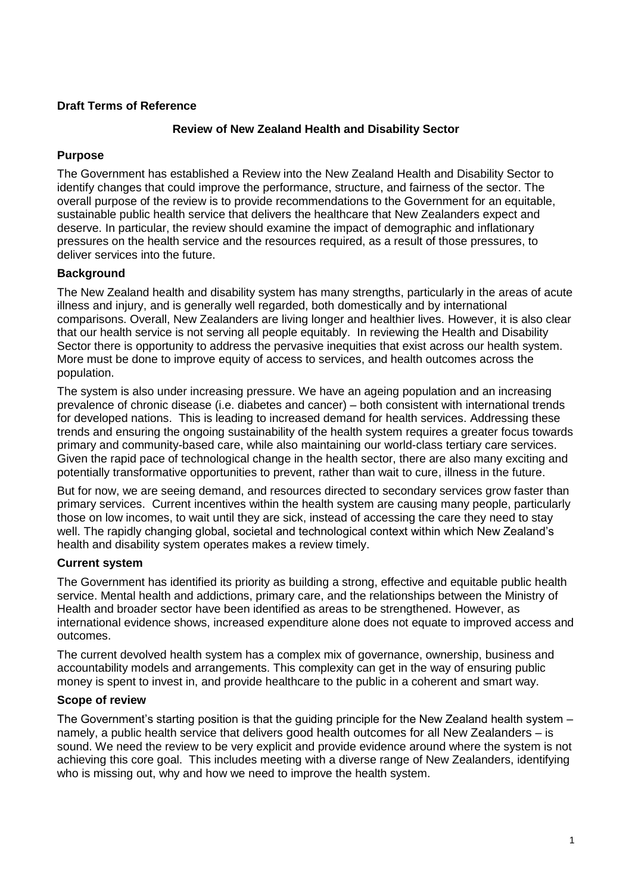**Draft Terms of Reference**

## Review of New Zealand Health and Disability Sector

### Purpose

The Government has established a Review into the New Zealand Health and Disability Sector to identify changes that could improve the performance, structure, and fairness of the sector. The overall purpose of the review is to provide recommendations to the Government for an equitable, sustainable public health service that delivers the healthcare that New Zealanders expect and deserve. In particular, the review should examine the impact of demographic and inflationary pressures on the health service and the resources required, as a result of those pressures, to deliver services into the future.

### Background

The New Zealand health and disability system has many strengths, particularly in the areas of acute illness and injury, and is generally well regarded, both domestically and by international comparisons. Overall, New Zealanders are living longer and healthier lives. However, it is also clear that our health service is not serving all people equitably. In reviewing the Health and Disability Sector there is opportunity to address the pervasive inequities that exist across our health system. More must be done to improve equity of access to services, and health outcomes across the population.

The system is also under increasing pressure. We have an ageing population and an increasing prevalence of chronic disease (i.e. diabetes and cancer) – both consistent with international trends for developed nations. This is leading to increased demand for health services. Addressing these trends and ensuring the ongoing sustainability of the health system requires a greater focus towards primary and community-based care, while also maintaining our world-class tertiary care services. Given the rapid pace of technological change in the health sector, there are also many exciting and potentially transformative opportunities to prevent, rather than wait to cure, illness in the future.

But for now, we are seeing demand, and resources directed to secondary services grow faster than primary services. Current incentives within the health system are causing many people, particularly those on low incomes, to wait until they are sick, instead of accessing the care they need to stay well. The rapidly changing global, societal and technological context within which New Zealand's health and disability system operates makes a review timely.

### Current system

The Government has identified its priority as building a strong, effective and equitable public health service. Mental health and addictions, primary care, and the relationships between the Ministry of Health and broader sector have been identified as areas to be strengthened. However, as international evidence shows, increased expenditure alone does not equate to improved access and outcomes.

The current devolved health system has a complex mix of governance, ownership, business and accountability models and arrangements. This complexity can get in the way of ensuring public money is spent to invest in, and provide healthcare to the public in a coherent and smart way.

### Scope of review

The Government's starting position is that the guiding principle for the New Zealand health system – namely, a public health service that delivers good health outcomes for all New Zealanders – is sound. We need the review to be very explicit and provide evidence around where the system is not achieving this core goal. This includes meeting with a diverse range of New Zealanders, identifying who is missing out, why and how we need to improve the health system.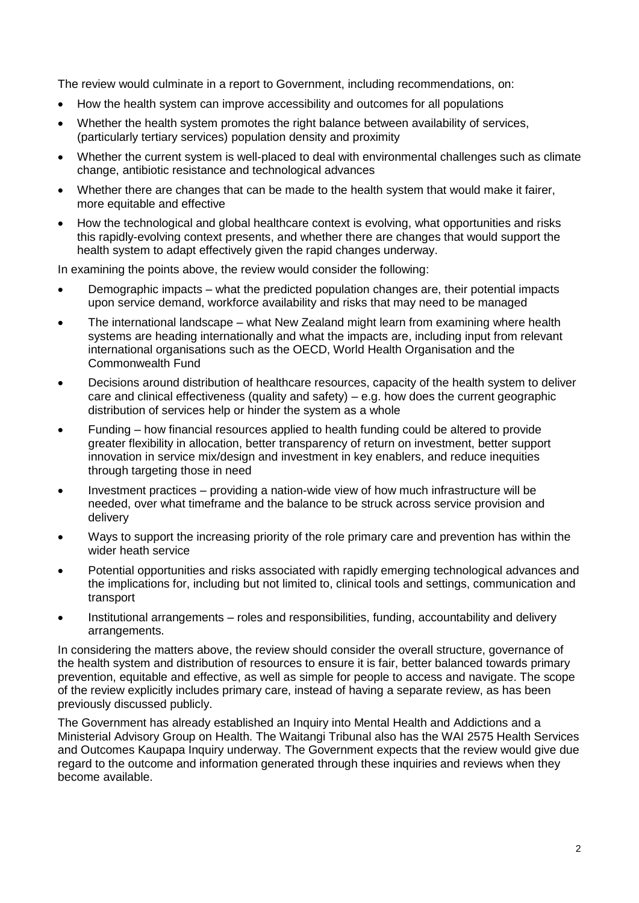The review would culminate in a report to Government, including recommendations, on:

- How the health system can improve accessibility and outcomes for all populations
- Whether the health system promotes the right balance between availability of services, (particularly tertiary services) population density and proximity
- Whether the current system is well-placed to deal with environmental challenges such as climate change, antibiotic resistance and technological advances
- Whether there are changes that can be made to the health system that would make it fairer, more equitable and effective
- How the technological and global healthcare context is evolving, what opportunities and risks this rapidly-evolving context presents, and whether there are changes that would support the health system to adapt effectively given the rapid changes underway.

In examining the points above, the review would consider the following:

- Demographic impacts – what the predicted population changes are, their potential impacts upon service demand, workforce availability and risks that may need to be managed
- The international landscape – what New Zealand might learn from examining where health systems are heading internationally and what the impacts are, including input from relevant international organisations such as the OECD, World Health Organisation and the Commonwealth Fund
- Decisions around distribution of healthcare resources, capacity of the health system to deliver care and clinical effectiveness (quality and safety) – e.g. how does the current geographic distribution of services help or hinder the system as a whole
- Funding – how financial resources applied to health funding could be altered to provide greater flexibility in allocation, better transparency of return on investment, better support innovation in service mix/design and investment in key enablers, and reduce inequities through targeting those in need
- Investment practices – providing a nation-wide view of how much infrastructure will be needed, over what timeframe and the balance to be struck across service provision and delivery
- Ways to support the increasing priority of the role primary care and prevention has within the wider heath service
- Potential opportunities and risks associated with rapidly emerging technological advances and the implications for, including but not limited to, clinical tools and settings, communication and transport
- Institutional arrangements – roles and responsibilities, funding, accountability and delivery arrangements.

In considering the matters above, the review should consider the overall structure, governance of the health system and distribution of resources to ensure it is fair, better balanced towards primary prevention, equitable and effective, as well as simple for people to access and navigate. The scope of the review explicitly includes primary care, instead of having a separate review, as has been previously discussed publicly.

The Government has already established an Inquiry into Mental Health and Addictions and a Ministerial Advisory Group on Health. The Waitangi Tribunal also has the WAI 2575 Health Services and Outcomes Kaupapa Inquiry underway. The Government expects that the review would give due regard to the outcome and information generated through these inquiries and reviews when they become available.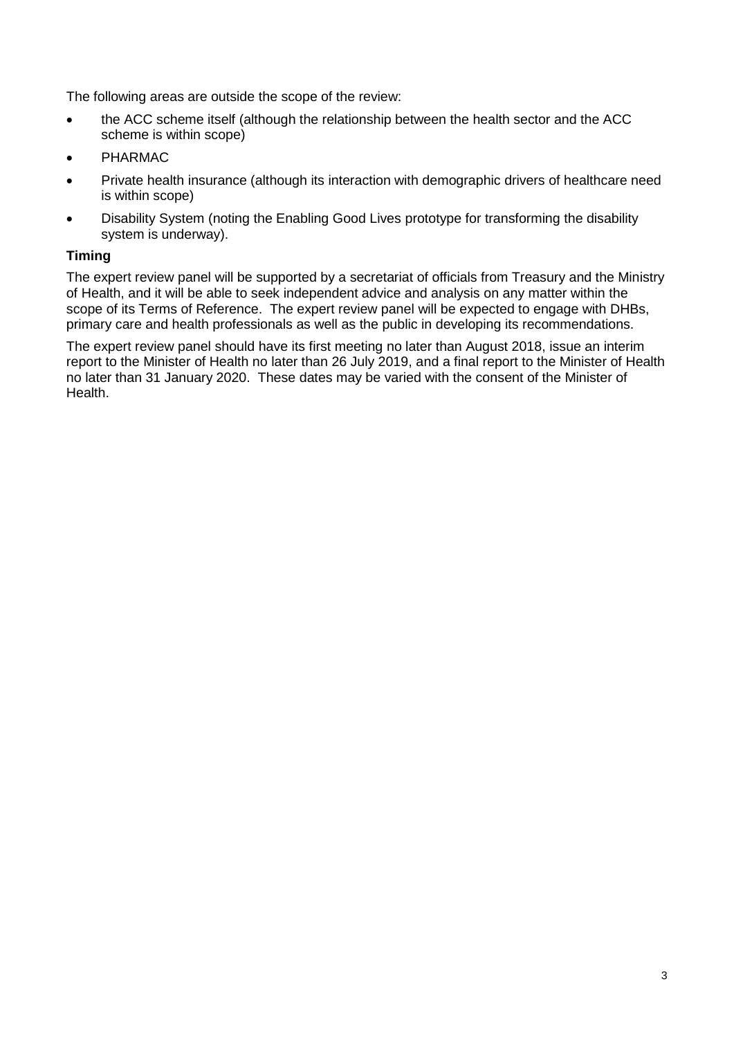The following areas are outside the scope of the review:

- the ACC scheme itself (although the relationship between the health sector and the ACC scheme is within scope)
- PHARMAC
- Private health insurance (although its interaction with demographic drivers of healthcare need is within scope)
- Disability System (noting the Enabling Good Lives prototype for transforming the disability system is underway).

**Timing**

The expert review panel will be supported by a secretariat of officials from Treasury and the Ministry of Health, and it will be able to seek independent advice and analysis on any matter within the scope of its Terms of Reference. The expert review panel will be expected to engage with DHBs, primary care and health professionals as well as the public in developing its recommendations.

The expert review panel should have its first meeting no later than August 2018, issue an interim report to the Minister of Health no later than 26 July 2019, and a final report to the Minister of Health no later than 31 January 2020. These dates may be varied with the consent of the Minister of Health.